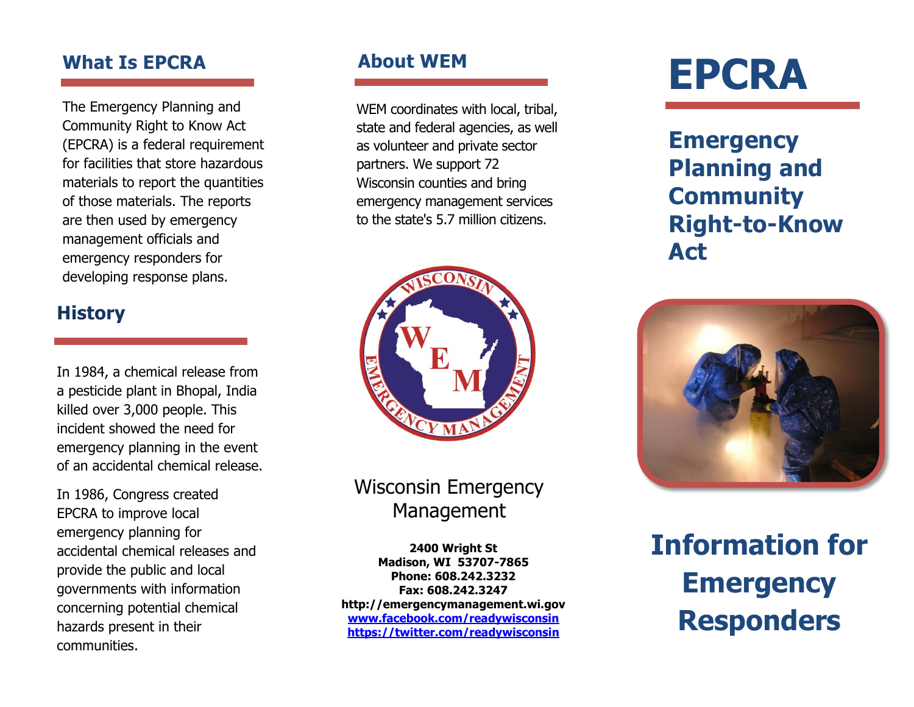## What Is EPCRA

The Emergency Planning and Community Right to Know Act (EPCRA) is a federal requirement for facilities that store hazardous materials to report the quantities of those materials. The reports are then used by emergency management officials and emergency responders for developing response plans.

## History

In 1984, a chemical release from a pesticide plant in Bhopal, India killed over 3,000 people. This incident showed the need for emergency planning in the event of an accidental chemical release.

In 1986, Congress created EPCRA to improve local emergency planning for accidental chemical releases and provide the public and local governments with information concerning potential chemical hazards present in their communities.

## About WEM

WEM coordinates with local, tribal, state and federal agencies, as well as volunteer and private sector partners. We support 72 Wisconsin counties and bring emergency management services to the state's 5.7 million citizens.

Wisconsin Emergency Management

**2400 Wright St**
**Madison, WI 53707-7865**
**Phone: 608.242.3232**
**Fax: 608.242.3247**
**http://emergencymanagement.wi.gov**
**[www.facebook.com/readywisconsin](http://www.facebook.com/readywisconsin)**
**[https://twitter.com/readywisconsin](https://twitter.com/readywisconsin)**

# EPCRA

## Emergency Planning and Community Right-to-Know Act

# Information for Emergency Responders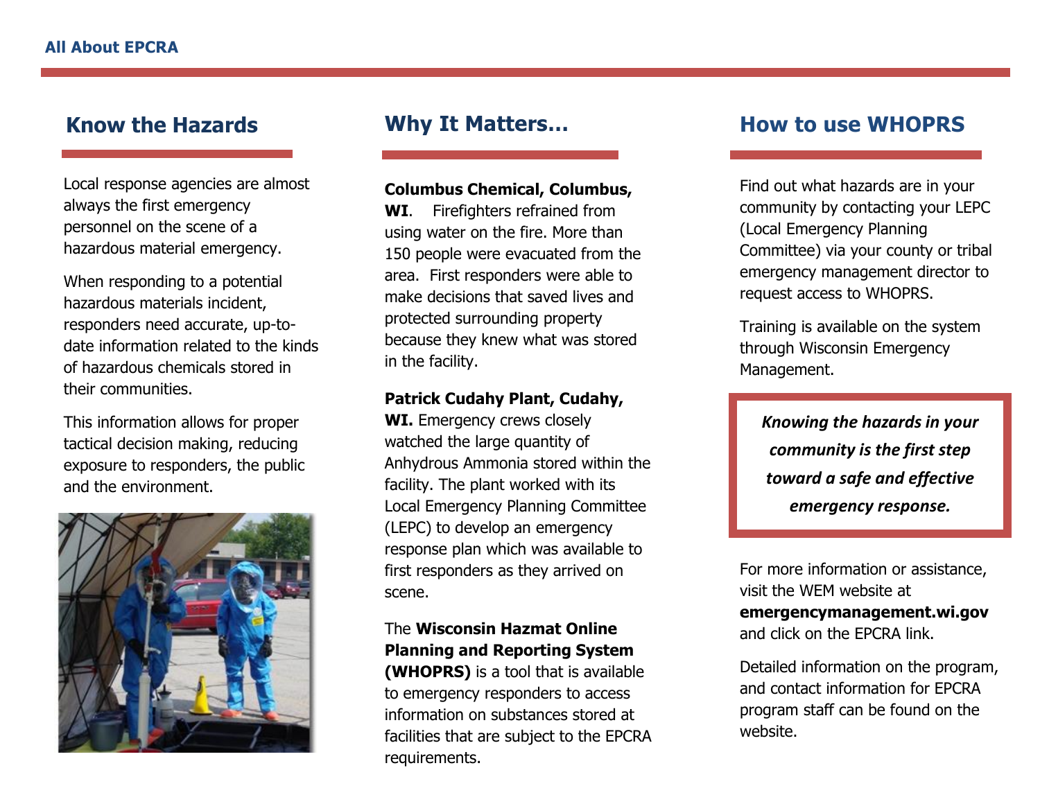## Know the Hazards

Local response agencies are almost always the first emergency personnel on the scene of a hazardous material emergency.

When responding to a potential hazardous materials incident, responders need accurate, up-to-date information related to the kinds of hazardous chemicals stored in their communities.

This information allows for proper tactical decision making, reducing exposure to responders, the public and the environment.

## Why It Matters…

**Columbus Chemical, Columbus, WI**. Firefighters refrained from using water on the fire. More than 150 people were evacuated from the area. First responders were able to make decisions that saved lives and protected surrounding property because they knew what was stored in the facility.

**Patrick Cudahy Plant, Cudahy, WI.** Emergency crews closely watched the large quantity of Anhydrous Ammonia stored within the facility. The plant worked with its Local Emergency Planning Committee (LEPC) to develop an emergency response plan which was available to first responders as they arrived on scene.

The **Wisconsin Hazmat Online Planning and Reporting System (WHOPRS)** is a tool that is available to emergency responders to access information on substances stored at facilities that are subject to the EPCRA requirements.

## How to use WHOPRS

Find out what hazards are in your community by contacting your LEPC (Local Emergency Planning Committee) via your county or tribal emergency management director to request access to WHOPRS.

Training is available on the system through Wisconsin Emergency Management.

***Knowing the hazards in your community is the first step toward a safe and effective emergency response.***

For more information or assistance, visit the WEM website at **emergencymanagement.wi.gov** and click on the EPCRA link.

Detailed information on the program, and contact information for EPCRA program staff can be found on the website.